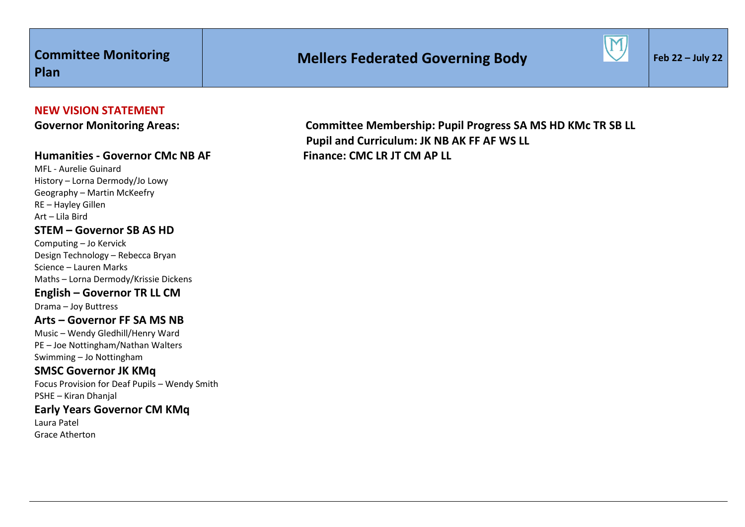| Committee Monitoring Plan | Mellers Federated Governing Body | Feb 22 – July 22 |
|---|---|---|

**NEW VISION STATEMENT**

**Governor Monitoring Areas:**

**Committee Membership: Pupil Progress SA MS HD KMc TR SB LL**
**Pupil and Curriculum: JK NB AK FF AF WS LL**
**Finance: CMC LR JT CM AP LL**

### Humanities - Governor CMc NB AF

MFL - Aurelie Guinard
History – Lorna Dermody/Jo Lowy
Geography – Martin McKeefry
RE – Hayley Gillen
Art – Lila Bird

### STEM – Governor SB AS HD

Computing – Jo Kervick
Design Technology – Rebecca Bryan
Science – Lauren Marks
Maths – Lorna Dermody/Krissie Dickens

### English – Governor TR LL CM

Drama – Joy Buttress

### Arts – Governor FF SA MS NB

Music – Wendy Gledhill/Henry Ward
PE – Joe Nottingham/Nathan Walters
Swimming – Jo Nottingham

### SMSC Governor JK KMq

Focus Provision for Deaf Pupils – Wendy Smith
PSHE – Kiran Dhanjal

### Early Years Governor CM KMq

Laura Patel
Grace Atherton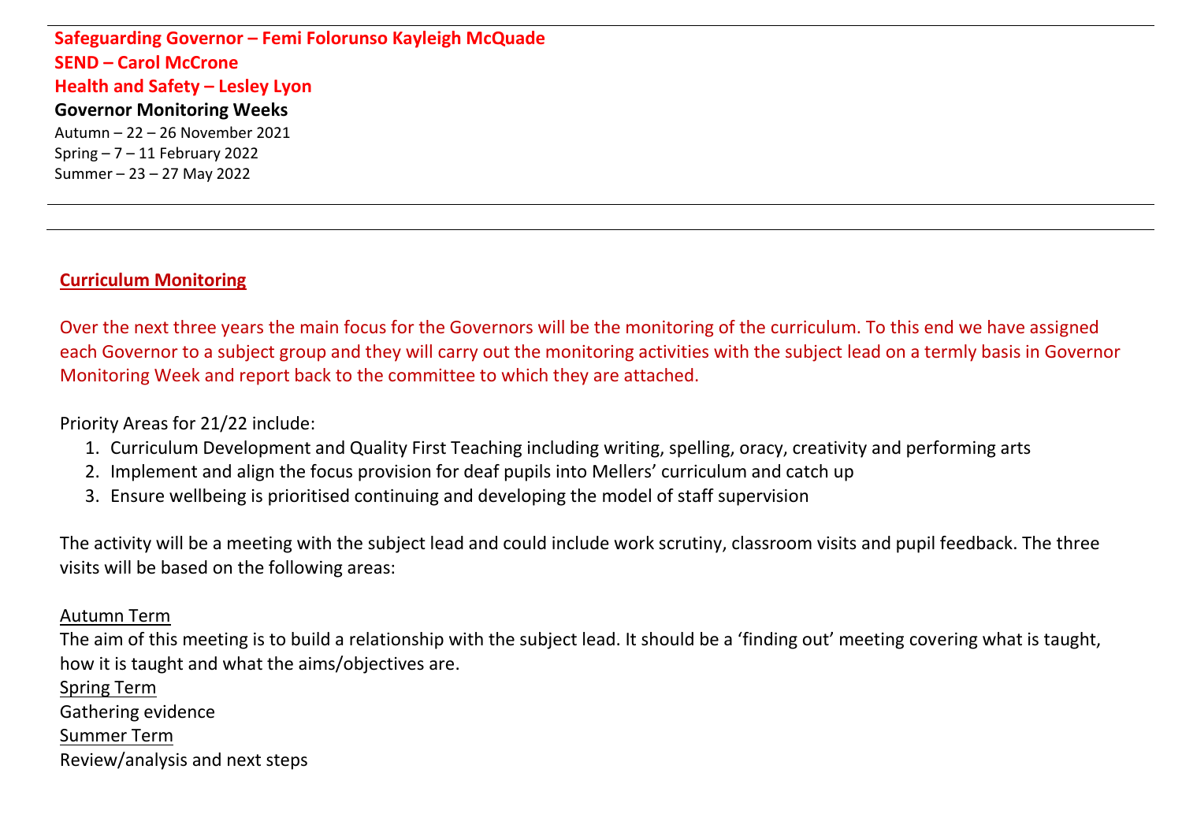**Safeguarding Governor – Femi Folorunso Kayleigh McQuade**
**SEND – Carol McCrone**
**Health and Safety – Lesley Lyon**

**Governor Monitoring Weeks**

Autumn – 22 – 26 November 2021
Spring – 7 – 11 February 2022
Summer – 23 – 27 May 2022

## Curriculum Monitoring

Over the next three years the main focus for the Governors will be the monitoring of the curriculum. To this end we have assigned each Governor to a subject group and they will carry out the monitoring activities with the subject lead on a termly basis in Governor Monitoring Week and report back to the committee to which they are attached.

Priority Areas for 21/22 include:

1. Curriculum Development and Quality First Teaching including writing, spelling, oracy, creativity and performing arts
2. Implement and align the focus provision for deaf pupils into Mellers' curriculum and catch up
3. Ensure wellbeing is prioritised continuing and developing the model of staff supervision

The activity will be a meeting with the subject lead and could include work scrutiny, classroom visits and pupil feedback. The three visits will be based on the following areas:

Autumn Term
The aim of this meeting is to build a relationship with the subject lead. It should be a 'finding out' meeting covering what is taught, how it is taught and what the aims/objectives are.

Spring Term
Gathering evidence

Summer Term
Review/analysis and next steps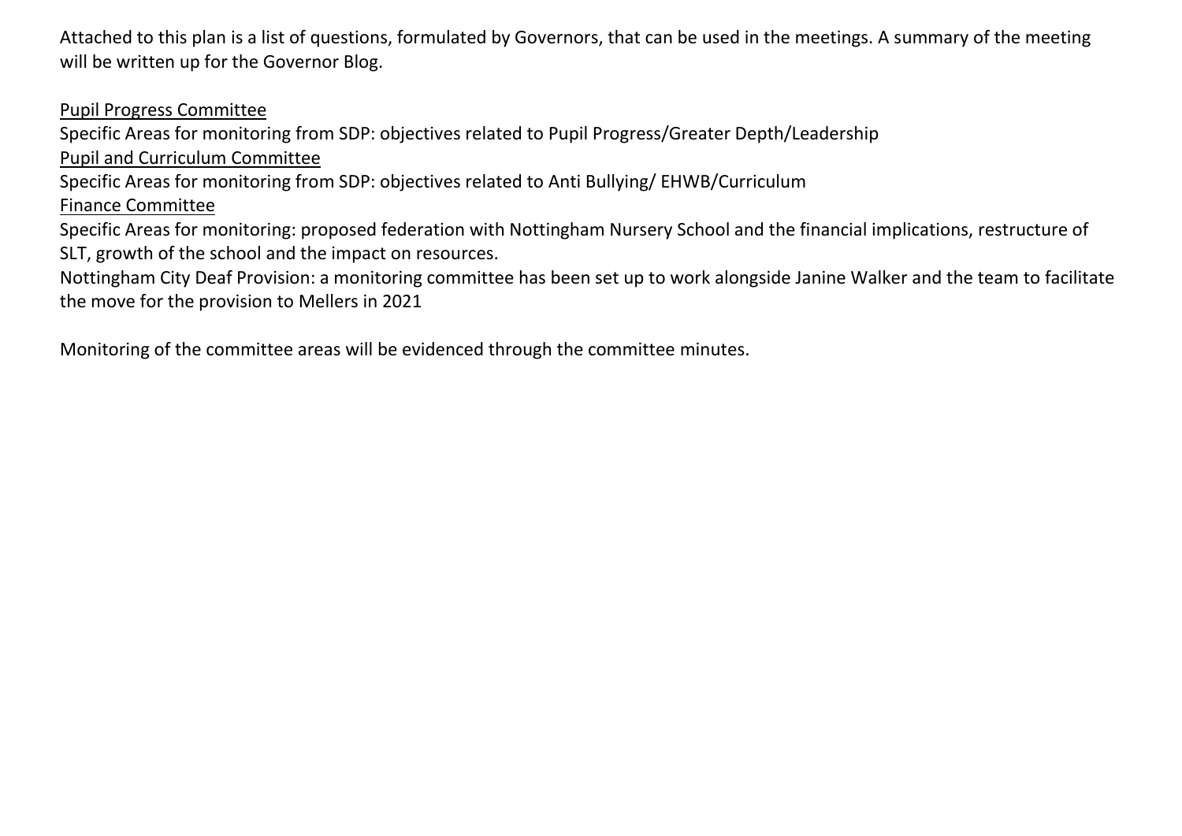Attached to this plan is a list of questions, formulated by Governors, that can be used in the meetings. A summary of the meeting will be written up for the Governor Blog.

<u>Pupil Progress Committee</u>

Specific Areas for monitoring from SDP: objectives related to Pupil Progress/Greater Depth/Leadership

<u>Pupil and Curriculum Committee</u>

Specific Areas for monitoring from SDP: objectives related to Anti Bullying/ EHWB/Curriculum

<u>Finance Committee</u>

Specific Areas for monitoring: proposed federation with Nottingham Nursery School and the financial implications, restructure of SLT, growth of the school and the impact on resources.

Nottingham City Deaf Provision: a monitoring committee has been set up to work alongside Janine Walker and the team to facilitate the move for the provision to Mellers in 2021

Monitoring of the committee areas will be evidenced through the committee minutes.